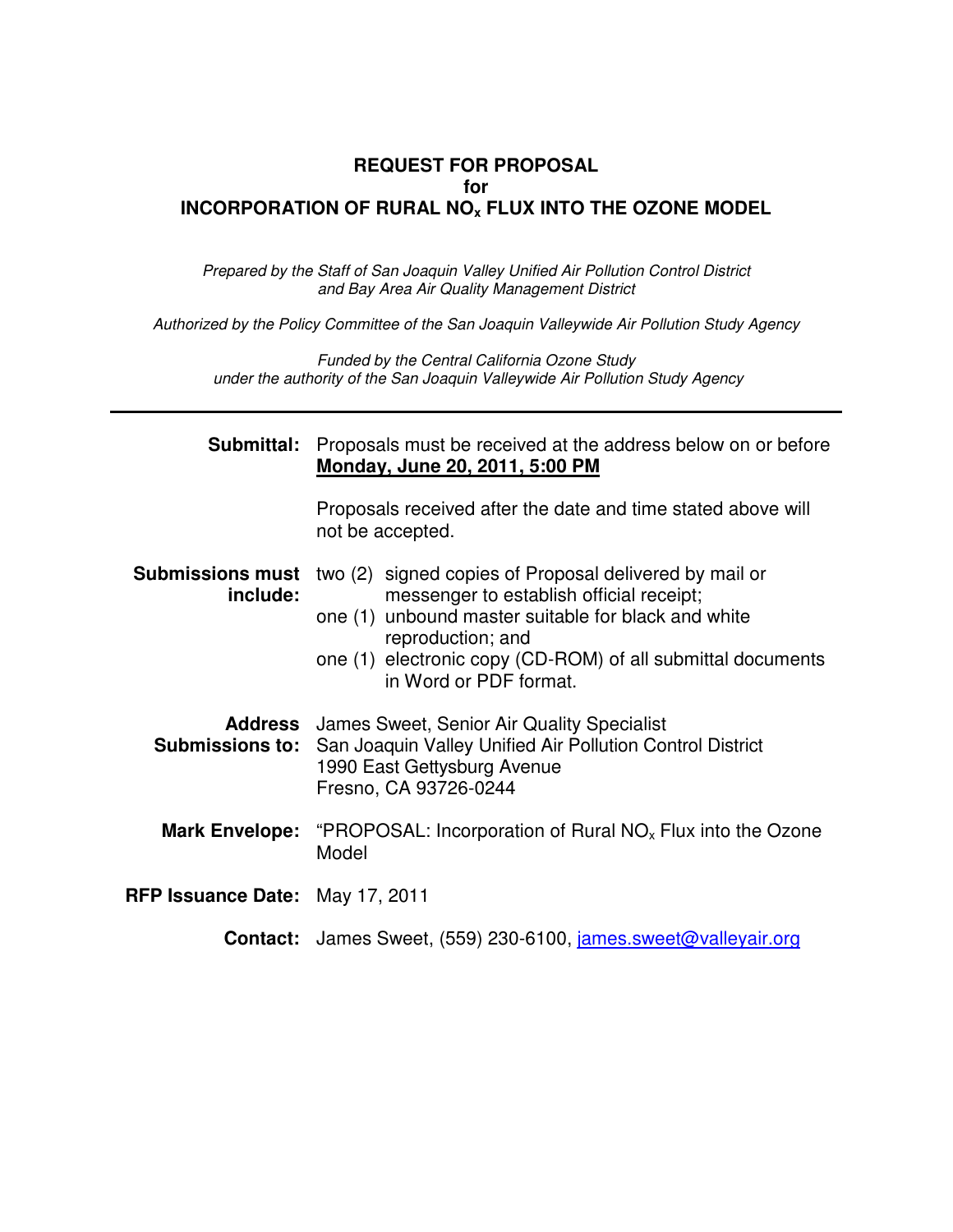# REQUEST FOR PROPOSAL
# for
# INCORPORATION OF RURAL $NO_x$ FLUX INTO THE OZONE MODEL

*Prepared by the Staff of San Joaquin Valley Unified Air Pollution Control District and Bay Area Air Quality Management District*

*Authorized by the Policy Committee of the San Joaquin Valleywide Air Pollution Study Agency*

*Funded by the Central California Ozone Study under the authority of the San Joaquin Valleywide Air Pollution Study Agency*

---

**Submittal:** Proposals must be received at the address below on or before **Monday, June 20, 2011, 5:00 PM**

Proposals received after the date and time stated above will not be accepted.

**Submissions must include:**
- two (2) signed copies of Proposal delivered by mail or messenger to establish official receipt;
- one (1) unbound master suitable for black and white reproduction; and
- one (1) electronic copy (CD-ROM) of all submittal documents in Word or PDF format.

**Address Submissions to:** James Sweet, Senior Air Quality Specialist
San Joaquin Valley Unified Air Pollution Control District
1990 East Gettysburg Avenue
Fresno, CA 93726-0244

**Mark Envelope:** "PROPOSAL: Incorporation of Rural $NO_x$ Flux into the Ozone Model

**RFP Issuance Date:** May 17, 2011

**Contact:** James Sweet, (559) 230-6100, james.sweet@valleyair.org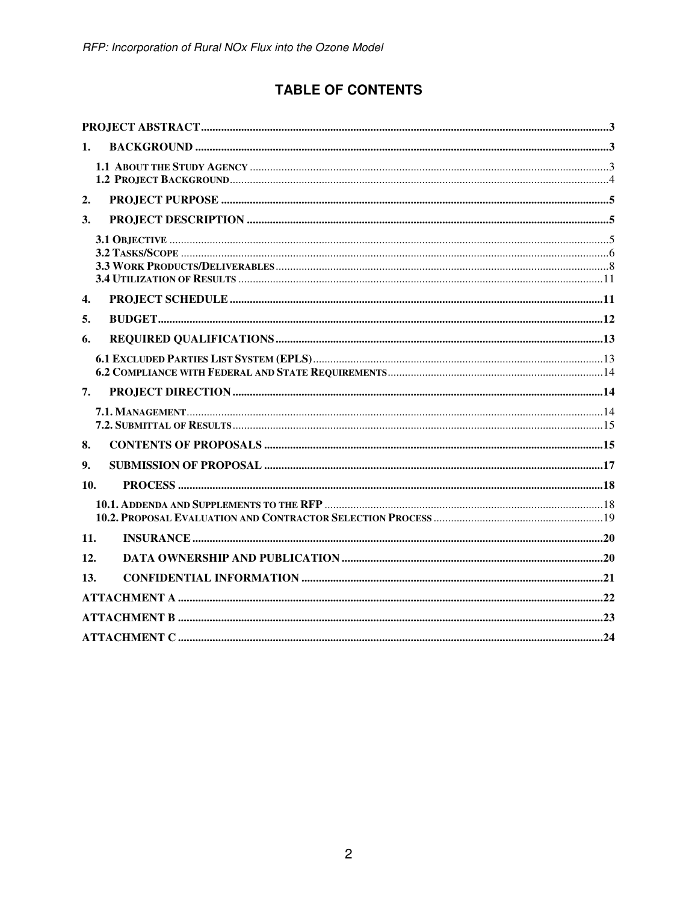# TABLE OF CONTENTS

PROJECT ABSTRACT ..... 3

1. BACKGROUND ..... 3
   - 1.1 About the Study Agency ..... 3
   - 1.2 Project Background ..... 4
2. PROJECT PURPOSE ..... 5
3. PROJECT DESCRIPTION ..... 5
   - 3.1 Objective ..... 5
   - 3.2 Tasks/Scope ..... 6
   - 3.3 Work Products/Deliverables ..... 8
   - 3.4 Utilization of Results ..... 11
4. PROJECT SCHEDULE ..... 11
5. BUDGET ..... 12
6. REQUIRED QUALIFICATIONS ..... 13
   - 6.1 Excluded Parties List System (EPLS) ..... 13
   - 6.2 Compliance with Federal and State Requirements ..... 14
7. PROJECT DIRECTION ..... 14
   - 7.1. Management ..... 14
   - 7.2. Submittal of Results ..... 15
8. CONTENTS OF PROPOSALS ..... 15
9. SUBMISSION OF PROPOSAL ..... 17
10. PROCESS ..... 18
    - 10.1. Addenda and Supplements to the RFP ..... 18
    - 10.2. Proposal Evaluation and Contractor Selection Process ..... 19
11. INSURANCE ..... 20
12. DATA OWNERSHIP AND PUBLICATION ..... 20
13. CONFIDENTIAL INFORMATION ..... 21

ATTACHMENT A ..... 22

ATTACHMENT B ..... 23

ATTACHMENT C ..... 24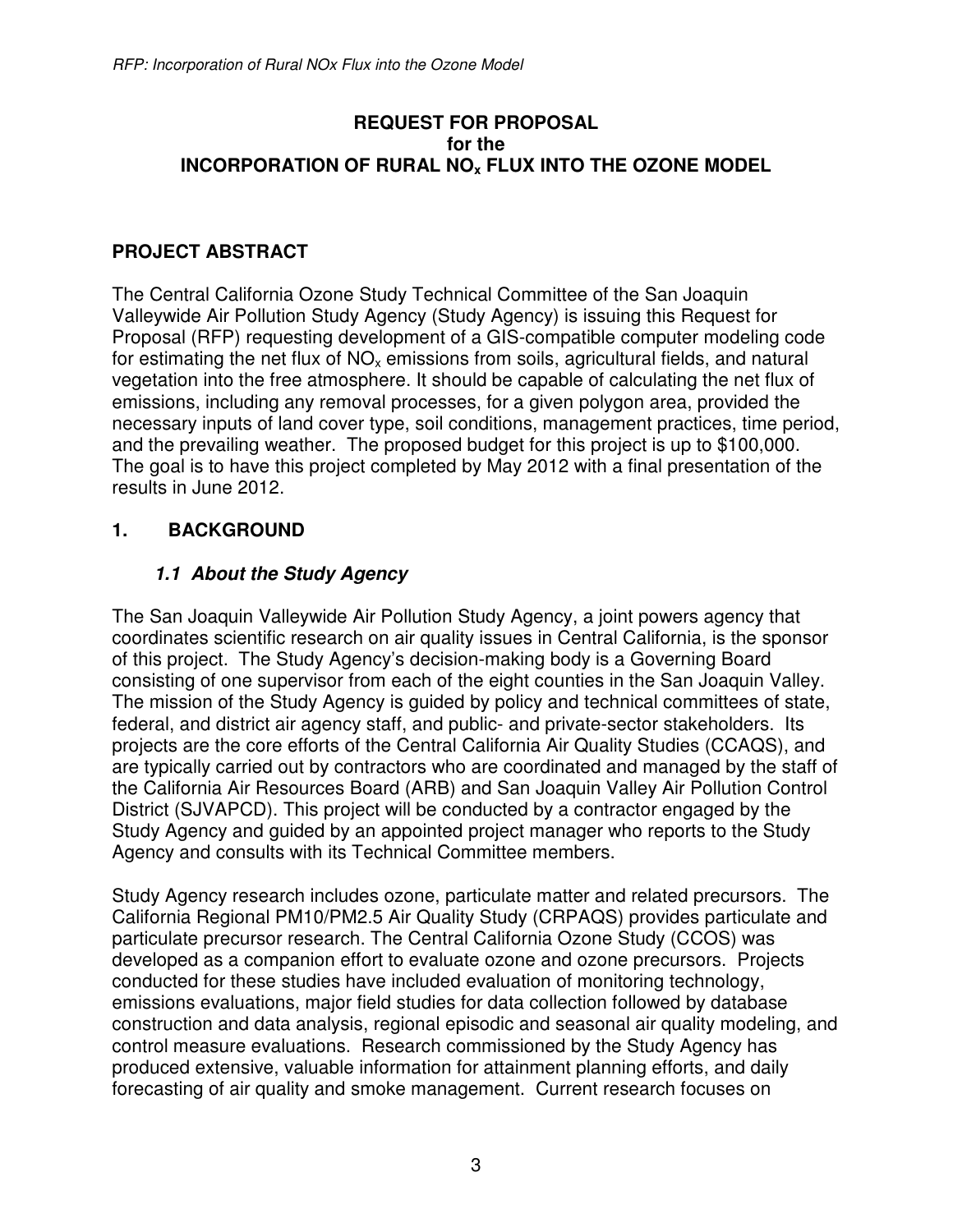# REQUEST FOR PROPOSAL
## for the
## INCORPORATION OF RURAL $NO_x$ FLUX INTO THE OZONE MODEL

## PROJECT ABSTRACT

The Central California Ozone Study Technical Committee of the San Joaquin Valleywide Air Pollution Study Agency (Study Agency) is issuing this Request for Proposal (RFP) requesting development of a GIS-compatible computer modeling code for estimating the net flux of $NO_x$ emissions from soils, agricultural fields, and natural vegetation into the free atmosphere. It should be capable of calculating the net flux of emissions, including any removal processes, for a given polygon area, provided the necessary inputs of land cover type, soil conditions, management practices, time period, and the prevailing weather. The proposed budget for this project is up to $100,000. The goal is to have this project completed by May 2012 with a final presentation of the results in June 2012.

## 1. BACKGROUND

### *1.1 About the Study Agency*

The San Joaquin Valleywide Air Pollution Study Agency, a joint powers agency that coordinates scientific research on air quality issues in Central California, is the sponsor of this project. The Study Agency's decision-making body is a Governing Board consisting of one supervisor from each of the eight counties in the San Joaquin Valley. The mission of the Study Agency is guided by policy and technical committees of state, federal, and district air agency staff, and public- and private-sector stakeholders. Its projects are the core efforts of the Central California Air Quality Studies (CCAQS), and are typically carried out by contractors who are coordinated and managed by the staff of the California Air Resources Board (ARB) and San Joaquin Valley Air Pollution Control District (SJVAPCD). This project will be conducted by a contractor engaged by the Study Agency and guided by an appointed project manager who reports to the Study Agency and consults with its Technical Committee members.

Study Agency research includes ozone, particulate matter and related precursors. The California Regional PM10/PM2.5 Air Quality Study (CRPAQS) provides particulate and particulate precursor research. The Central California Ozone Study (CCOS) was developed as a companion effort to evaluate ozone and ozone precursors. Projects conducted for these studies have included evaluation of monitoring technology, emissions evaluations, major field studies for data collection followed by database construction and data analysis, regional episodic and seasonal air quality modeling, and control measure evaluations. Research commissioned by the Study Agency has produced extensive, valuable information for attainment planning efforts, and daily forecasting of air quality and smoke management. Current research focuses on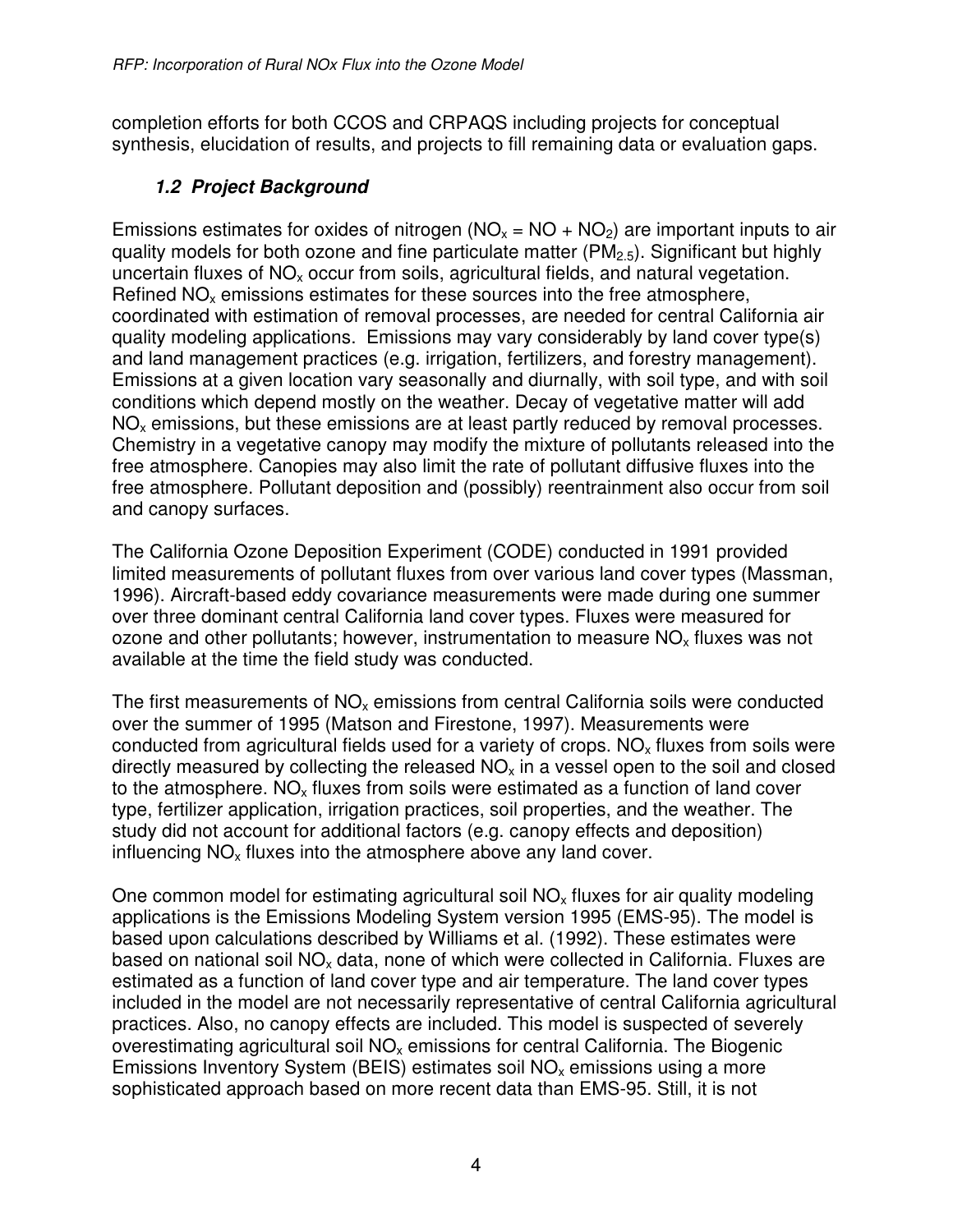completion efforts for both CCOS and CRPAQS including projects for conceptual synthesis, elucidation of results, and projects to fill remaining data or evaluation gaps.

### *1.2 Project Background*

Emissions estimates for oxides of nitrogen ($NO_x = NO + NO_2$) are important inputs to air quality models for both ozone and fine particulate matter ($PM_{2.5}$). Significant but highly uncertain fluxes of $NO_x$ occur from soils, agricultural fields, and natural vegetation. Refined $NO_x$ emissions estimates for these sources into the free atmosphere, coordinated with estimation of removal processes, are needed for central California air quality modeling applications. Emissions may vary considerably by land cover type(s) and land management practices (e.g. irrigation, fertilizers, and forestry management). Emissions at a given location vary seasonally and diurnally, with soil type, and with soil conditions which depend mostly on the weather. Decay of vegetative matter will add $NO_x$ emissions, but these emissions are at least partly reduced by removal processes. Chemistry in a vegetative canopy may modify the mixture of pollutants released into the free atmosphere. Canopies may also limit the rate of pollutant diffusive fluxes into the free atmosphere. Pollutant deposition and (possibly) reentrainment also occur from soil and canopy surfaces.

The California Ozone Deposition Experiment (CODE) conducted in 1991 provided limited measurements of pollutant fluxes from over various land cover types (Massman, 1996). Aircraft-based eddy covariance measurements were made during one summer over three dominant central California land cover types. Fluxes were measured for ozone and other pollutants; however, instrumentation to measure $NO_x$ fluxes was not available at the time the field study was conducted.

The first measurements of $NO_x$ emissions from central California soils were conducted over the summer of 1995 (Matson and Firestone, 1997). Measurements were conducted from agricultural fields used for a variety of crops. $NO_x$ fluxes from soils were directly measured by collecting the released $NO_x$ in a vessel open to the soil and closed to the atmosphere. $NO_x$ fluxes from soils were estimated as a function of land cover type, fertilizer application, irrigation practices, soil properties, and the weather. The study did not account for additional factors (e.g. canopy effects and deposition) influencing $NO_x$ fluxes into the atmosphere above any land cover.

One common model for estimating agricultural soil $NO_x$ fluxes for air quality modeling applications is the Emissions Modeling System version 1995 (EMS-95). The model is based upon calculations described by Williams et al. (1992). These estimates were based on national soil $NO_x$ data, none of which were collected in California. Fluxes are estimated as a function of land cover type and air temperature. The land cover types included in the model are not necessarily representative of central California agricultural practices. Also, no canopy effects are included. This model is suspected of severely overestimating agricultural soil $NO_x$ emissions for central California. The Biogenic Emissions Inventory System (BEIS) estimates soil $NO_x$ emissions using a more sophisticated approach based on more recent data than EMS-95. Still, it is not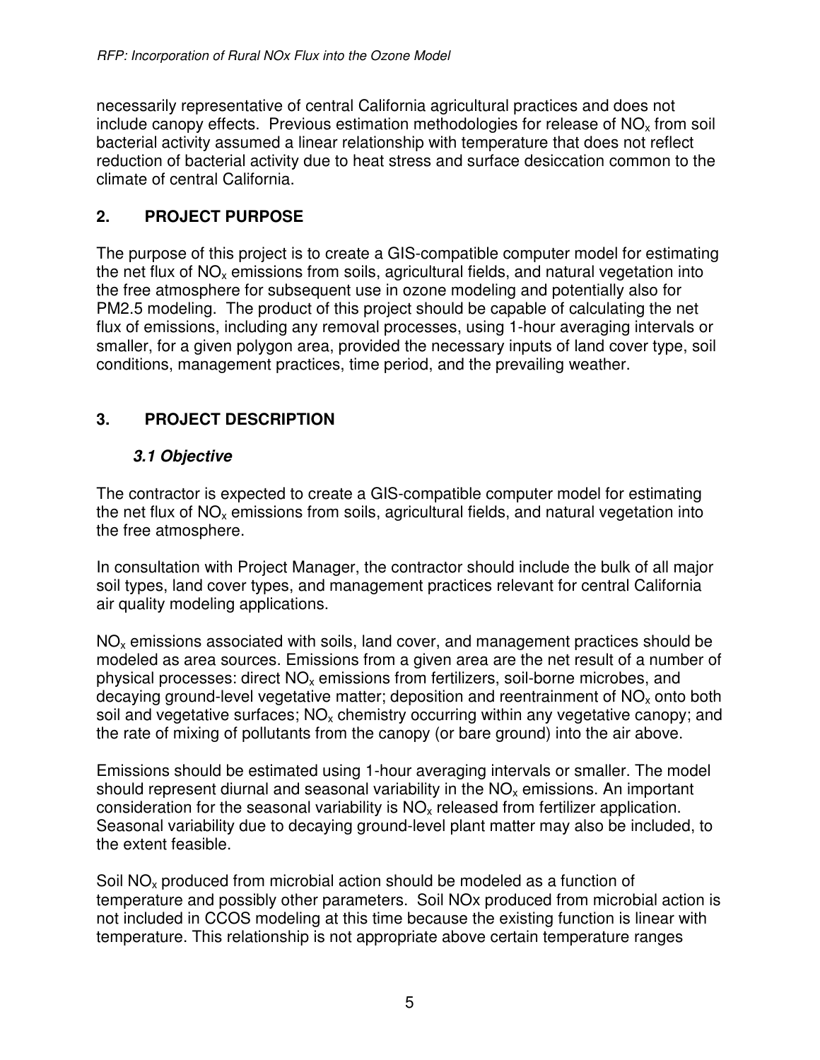necessarily representative of central California agricultural practices and does not include canopy effects. Previous estimation methodologies for release of $NO_x$ from soil bacterial activity assumed a linear relationship with temperature that does not reflect reduction of bacterial activity due to heat stress and surface desiccation common to the climate of central California.

## 2. PROJECT PURPOSE

The purpose of this project is to create a GIS-compatible computer model for estimating the net flux of $NO_x$ emissions from soils, agricultural fields, and natural vegetation into the free atmosphere for subsequent use in ozone modeling and potentially also for PM2.5 modeling. The product of this project should be capable of calculating the net flux of emissions, including any removal processes, using 1-hour averaging intervals or smaller, for a given polygon area, provided the necessary inputs of land cover type, soil conditions, management practices, time period, and the prevailing weather.

## 3. PROJECT DESCRIPTION

### *3.1 Objective*

The contractor is expected to create a GIS-compatible computer model for estimating the net flux of $NO_x$ emissions from soils, agricultural fields, and natural vegetation into the free atmosphere.

In consultation with Project Manager, the contractor should include the bulk of all major soil types, land cover types, and management practices relevant for central California air quality modeling applications.

$NO_x$ emissions associated with soils, land cover, and management practices should be modeled as area sources. Emissions from a given area are the net result of a number of physical processes: direct $NO_x$ emissions from fertilizers, soil-borne microbes, and decaying ground-level vegetative matter; deposition and reentrainment of $NO_x$ onto both soil and vegetative surfaces; $NO_x$ chemistry occurring within any vegetative canopy; and the rate of mixing of pollutants from the canopy (or bare ground) into the air above.

Emissions should be estimated using 1-hour averaging intervals or smaller. The model should represent diurnal and seasonal variability in the $NO_x$ emissions. An important consideration for the seasonal variability is $NO_x$ released from fertilizer application. Seasonal variability due to decaying ground-level plant matter may also be included, to the extent feasible.

Soil $NO_x$ produced from microbial action should be modeled as a function of temperature and possibly other parameters. Soil NOx produced from microbial action is not included in CCOS modeling at this time because the existing function is linear with temperature. This relationship is not appropriate above certain temperature ranges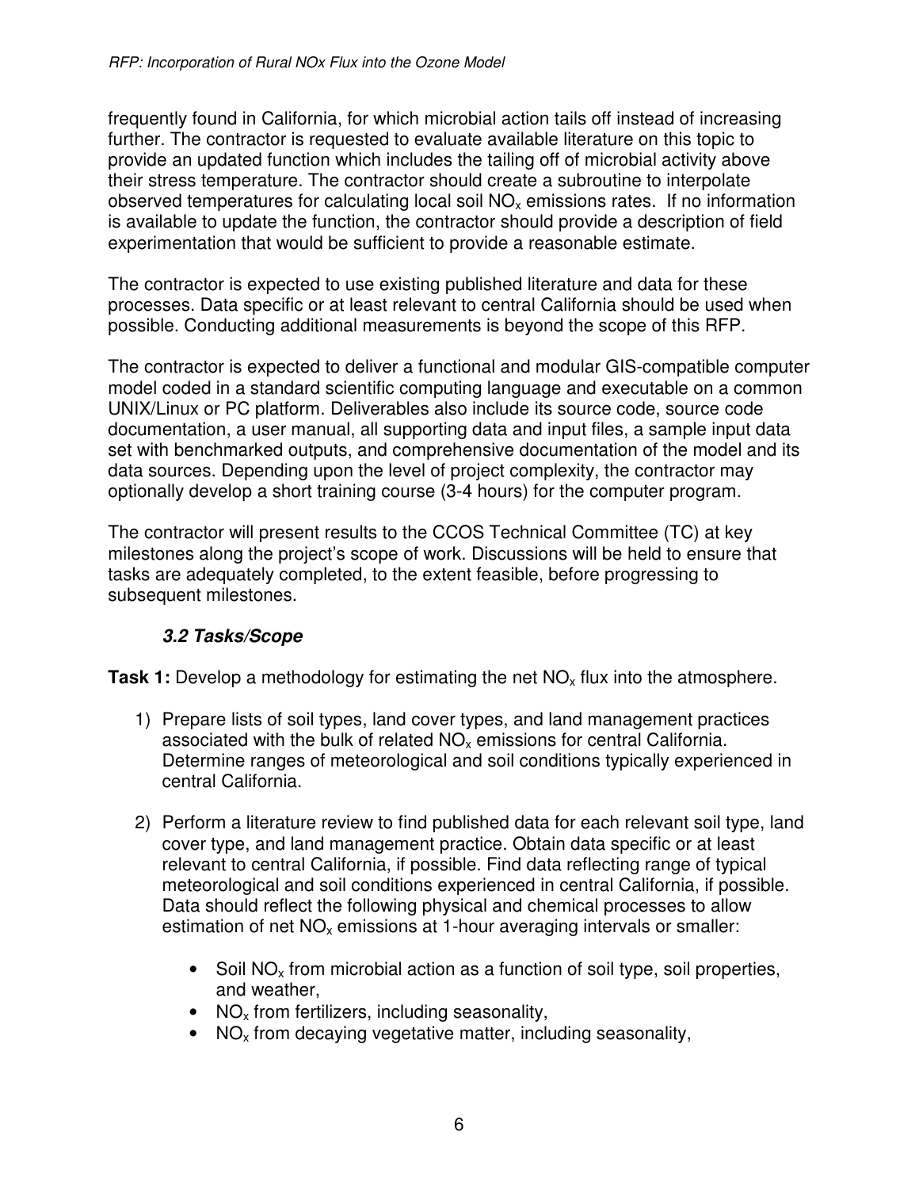frequently found in California, for which microbial action tails off instead of increasing further. The contractor is requested to evaluate available literature on this topic to provide an updated function which includes the tailing off of microbial activity above their stress temperature. The contractor should create a subroutine to interpolate observed temperatures for calculating local soil $NO_x$ emissions rates. If no information is available to update the function, the contractor should provide a description of field experimentation that would be sufficient to provide a reasonable estimate.

The contractor is expected to use existing published literature and data for these processes. Data specific or at least relevant to central California should be used when possible. Conducting additional measurements is beyond the scope of this RFP.

The contractor is expected to deliver a functional and modular GIS-compatible computer model coded in a standard scientific computing language and executable on a common UNIX/Linux or PC platform. Deliverables also include its source code, source code documentation, a user manual, all supporting data and input files, a sample input data set with benchmarked outputs, and comprehensive documentation of the model and its data sources. Depending upon the level of project complexity, the contractor may optionally develop a short training course (3-4 hours) for the computer program.

The contractor will present results to the CCOS Technical Committee (TC) at key milestones along the project's scope of work. Discussions will be held to ensure that tasks are adequately completed, to the extent feasible, before progressing to subsequent milestones.

### *3.2 Tasks/Scope*

**Task 1:** Develop a methodology for estimating the net $NO_x$ flux into the atmosphere.

1) Prepare lists of soil types, land cover types, and land management practices associated with the bulk of related $NO_x$ emissions for central California. Determine ranges of meteorological and soil conditions typically experienced in central California.

2) Perform a literature review to find published data for each relevant soil type, land cover type, and land management practice. Obtain data specific or at least relevant to central California, if possible. Find data reflecting range of typical meteorological and soil conditions experienced in central California, if possible. Data should reflect the following physical and chemical processes to allow estimation of net $NO_x$ emissions at 1-hour averaging intervals or smaller:

    - Soil $NO_x$ from microbial action as a function of soil type, soil properties, and weather,
    - $NO_x$ from fertilizers, including seasonality,
    - $NO_x$ from decaying vegetative matter, including seasonality,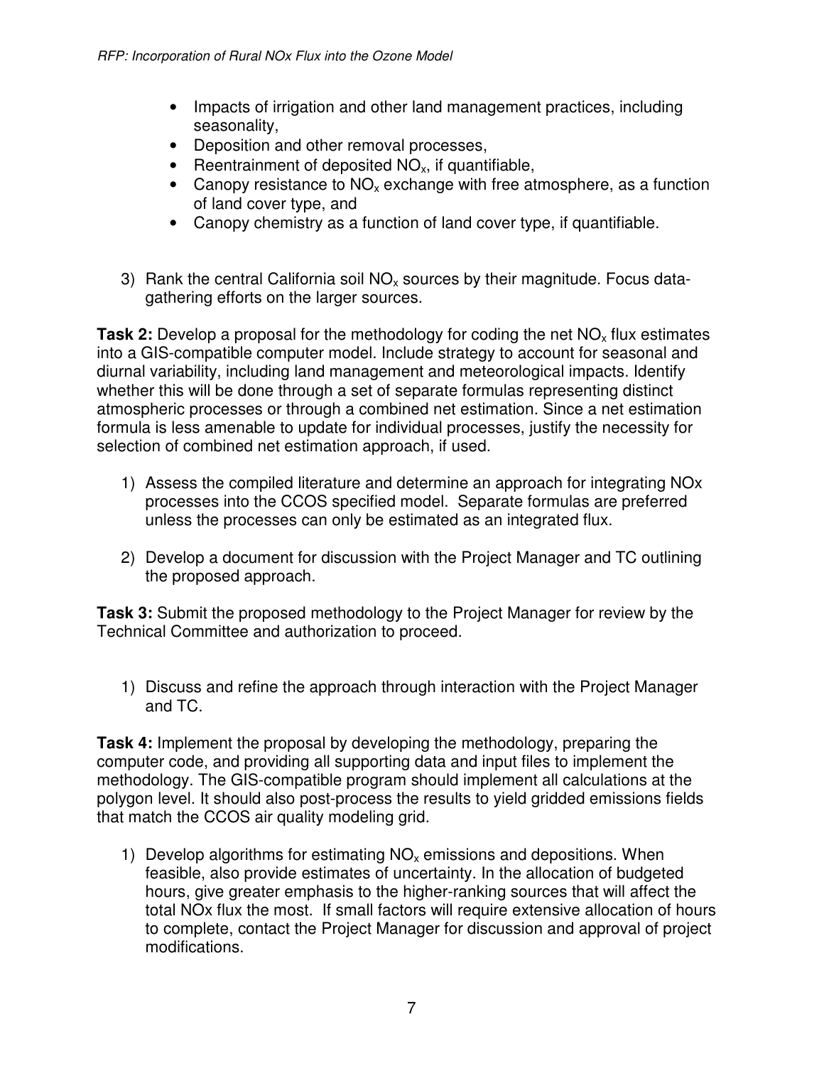- Impacts of irrigation and other land management practices, including seasonality,
- Deposition and other removal processes,
- Reentrainment of deposited $NO_x$, if quantifiable,
- Canopy resistance to $NO_x$ exchange with free atmosphere, as a function of land cover type, and
- Canopy chemistry as a function of land cover type, if quantifiable.

3) Rank the central California soil $NO_x$ sources by their magnitude. Focus data-gathering efforts on the larger sources.

**Task 2:** Develop a proposal for the methodology for coding the net $NO_x$ flux estimates into a GIS-compatible computer model. Include strategy to account for seasonal and diurnal variability, including land management and meteorological impacts. Identify whether this will be done through a set of separate formulas representing distinct atmospheric processes or through a combined net estimation. Since a net estimation formula is less amenable to update for individual processes, justify the necessity for selection of combined net estimation approach, if used.

1) Assess the compiled literature and determine an approach for integrating NOx processes into the CCOS specified model. Separate formulas are preferred unless the processes can only be estimated as an integrated flux.

2) Develop a document for discussion with the Project Manager and TC outlining the proposed approach.

**Task 3:** Submit the proposed methodology to the Project Manager for review by the Technical Committee and authorization to proceed.

1) Discuss and refine the approach through interaction with the Project Manager and TC.

**Task 4:** Implement the proposal by developing the methodology, preparing the computer code, and providing all supporting data and input files to implement the methodology. The GIS-compatible program should implement all calculations at the polygon level. It should also post-process the results to yield gridded emissions fields that match the CCOS air quality modeling grid.

1) Develop algorithms for estimating $NO_x$ emissions and depositions. When feasible, also provide estimates of uncertainty. In the allocation of budgeted hours, give greater emphasis to the higher-ranking sources that will affect the total NOx flux the most. If small factors will require extensive allocation of hours to complete, contact the Project Manager for discussion and approval of project modifications.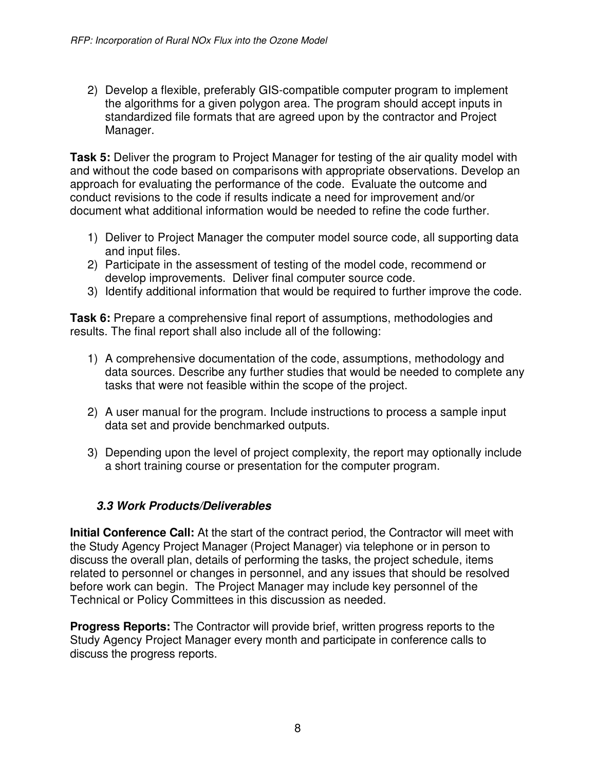2) Develop a flexible, preferably GIS-compatible computer program to implement the algorithms for a given polygon area. The program should accept inputs in standardized file formats that are agreed upon by the contractor and Project Manager.

**Task 5:** Deliver the program to Project Manager for testing of the air quality model with and without the code based on comparisons with appropriate observations. Develop an approach for evaluating the performance of the code. Evaluate the outcome and conduct revisions to the code if results indicate a need for improvement and/or document what additional information would be needed to refine the code further.

1) Deliver to Project Manager the computer model source code, all supporting data and input files.
2) Participate in the assessment of testing of the model code, recommend or develop improvements. Deliver final computer source code.
3) Identify additional information that would be required to further improve the code.

**Task 6:** Prepare a comprehensive final report of assumptions, methodologies and results. The final report shall also include all of the following:

1) A comprehensive documentation of the code, assumptions, methodology and data sources. Describe any further studies that would be needed to complete any tasks that were not feasible within the scope of the project.

2) A user manual for the program. Include instructions to process a sample input data set and provide benchmarked outputs.

3) Depending upon the level of project complexity, the report may optionally include a short training course or presentation for the computer program.

### *3.3 Work Products/Deliverables*

**Initial Conference Call:** At the start of the contract period, the Contractor will meet with the Study Agency Project Manager (Project Manager) via telephone or in person to discuss the overall plan, details of performing the tasks, the project schedule, items related to personnel or changes in personnel, and any issues that should be resolved before work can begin. The Project Manager may include key personnel of the Technical or Policy Committees in this discussion as needed.

**Progress Reports:** The Contractor will provide brief, written progress reports to the Study Agency Project Manager every month and participate in conference calls to discuss the progress reports.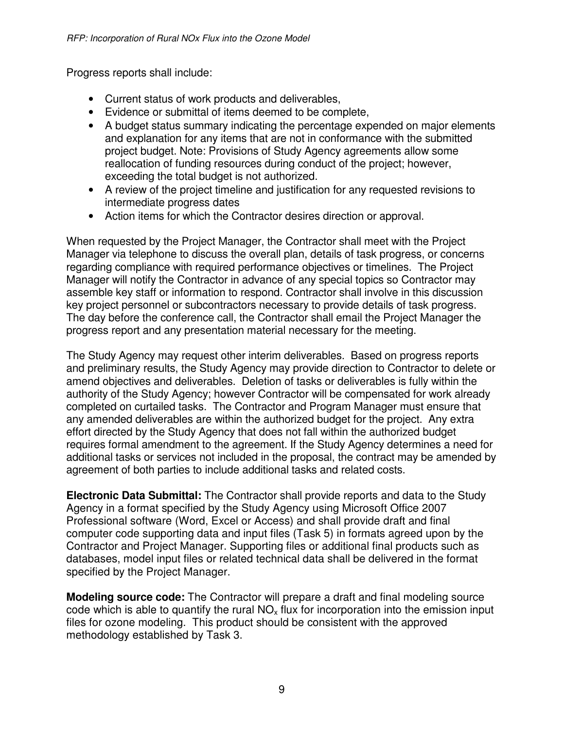Progress reports shall include:

- Current status of work products and deliverables,
- Evidence or submittal of items deemed to be complete,
- A budget status summary indicating the percentage expended on major elements and explanation for any items that are not in conformance with the submitted project budget. Note: Provisions of Study Agency agreements allow some reallocation of funding resources during conduct of the project; however, exceeding the total budget is not authorized.
- A review of the project timeline and justification for any requested revisions to intermediate progress dates
- Action items for which the Contractor desires direction or approval.

When requested by the Project Manager, the Contractor shall meet with the Project Manager via telephone to discuss the overall plan, details of task progress, or concerns regarding compliance with required performance objectives or timelines. The Project Manager will notify the Contractor in advance of any special topics so Contractor may assemble key staff or information to respond. Contractor shall involve in this discussion key project personnel or subcontractors necessary to provide details of task progress. The day before the conference call, the Contractor shall email the Project Manager the progress report and any presentation material necessary for the meeting.

The Study Agency may request other interim deliverables. Based on progress reports and preliminary results, the Study Agency may provide direction to Contractor to delete or amend objectives and deliverables. Deletion of tasks or deliverables is fully within the authority of the Study Agency; however Contractor will be compensated for work already completed on curtailed tasks. The Contractor and Program Manager must ensure that any amended deliverables are within the authorized budget for the project. Any extra effort directed by the Study Agency that does not fall within the authorized budget requires formal amendment to the agreement. If the Study Agency determines a need for additional tasks or services not included in the proposal, the contract may be amended by agreement of both parties to include additional tasks and related costs.

**Electronic Data Submittal:** The Contractor shall provide reports and data to the Study Agency in a format specified by the Study Agency using Microsoft Office 2007 Professional software (Word, Excel or Access) and shall provide draft and final computer code supporting data and input files (Task 5) in formats agreed upon by the Contractor and Project Manager. Supporting files or additional final products such as databases, model input files or related technical data shall be delivered in the format specified by the Project Manager.

**Modeling source code:** The Contractor will prepare a draft and final modeling source code which is able to quantify the rural $NO_x$ flux for incorporation into the emission input files for ozone modeling. This product should be consistent with the approved methodology established by Task 3.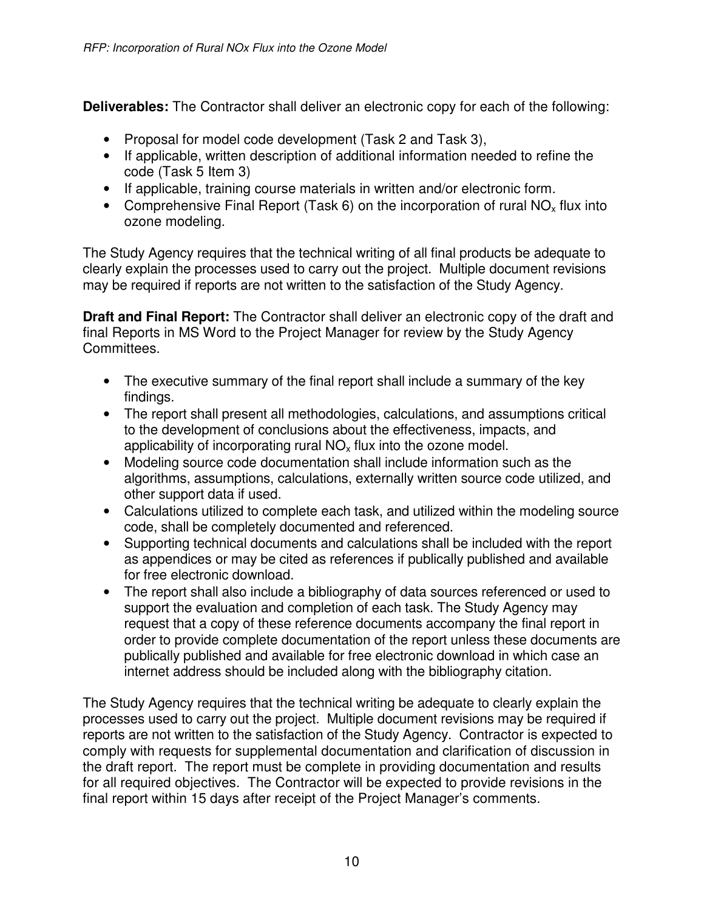**Deliverables:** The Contractor shall deliver an electronic copy for each of the following:

- Proposal for model code development (Task 2 and Task 3),
- If applicable, written description of additional information needed to refine the code (Task 5 Item 3)
- If applicable, training course materials in written and/or electronic form.
- Comprehensive Final Report (Task 6) on the incorporation of rural $NO_x$ flux into ozone modeling.

The Study Agency requires that the technical writing of all final products be adequate to clearly explain the processes used to carry out the project. Multiple document revisions may be required if reports are not written to the satisfaction of the Study Agency.

**Draft and Final Report:** The Contractor shall deliver an electronic copy of the draft and final Reports in MS Word to the Project Manager for review by the Study Agency Committees.

- The executive summary of the final report shall include a summary of the key findings.
- The report shall present all methodologies, calculations, and assumptions critical to the development of conclusions about the effectiveness, impacts, and applicability of incorporating rural $NO_x$ flux into the ozone model.
- Modeling source code documentation shall include information such as the algorithms, assumptions, calculations, externally written source code utilized, and other support data if used.
- Calculations utilized to complete each task, and utilized within the modeling source code, shall be completely documented and referenced.
- Supporting technical documents and calculations shall be included with the report as appendices or may be cited as references if publically published and available for free electronic download.
- The report shall also include a bibliography of data sources referenced or used to support the evaluation and completion of each task. The Study Agency may request that a copy of these reference documents accompany the final report in order to provide complete documentation of the report unless these documents are publically published and available for free electronic download in which case an internet address should be included along with the bibliography citation.

The Study Agency requires that the technical writing be adequate to clearly explain the processes used to carry out the project. Multiple document revisions may be required if reports are not written to the satisfaction of the Study Agency. Contractor is expected to comply with requests for supplemental documentation and clarification of discussion in the draft report. The report must be complete in providing documentation and results for all required objectives. The Contractor will be expected to provide revisions in the final report within 15 days after receipt of the Project Manager's comments.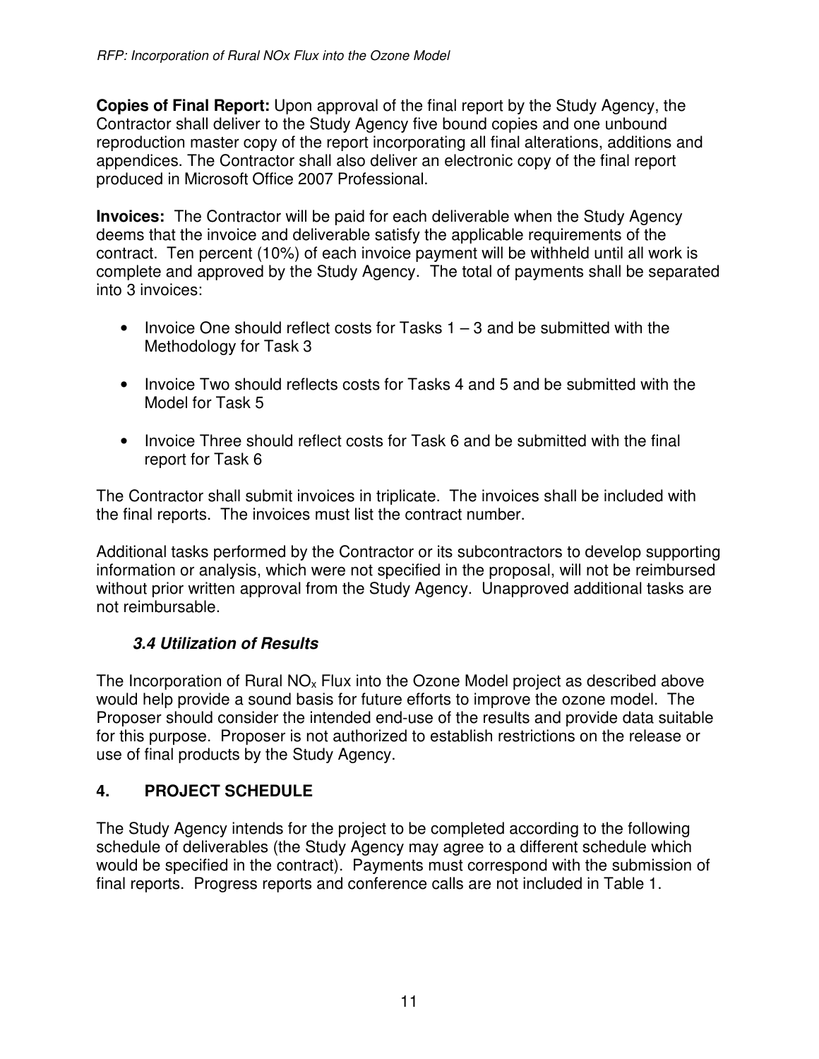**Copies of Final Report:** Upon approval of the final report by the Study Agency, the Contractor shall deliver to the Study Agency five bound copies and one unbound reproduction master copy of the report incorporating all final alterations, additions and appendices. The Contractor shall also deliver an electronic copy of the final report produced in Microsoft Office 2007 Professional.

**Invoices:** The Contractor will be paid for each deliverable when the Study Agency deems that the invoice and deliverable satisfy the applicable requirements of the contract. Ten percent (10%) of each invoice payment will be withheld until all work is complete and approved by the Study Agency. The total of payments shall be separated into 3 invoices:

- Invoice One should reflect costs for Tasks 1 – 3 and be submitted with the Methodology for Task 3
- Invoice Two should reflects costs for Tasks 4 and 5 and be submitted with the Model for Task 5
- Invoice Three should reflect costs for Task 6 and be submitted with the final report for Task 6

The Contractor shall submit invoices in triplicate. The invoices shall be included with the final reports. The invoices must list the contract number.

Additional tasks performed by the Contractor or its subcontractors to develop supporting information or analysis, which were not specified in the proposal, will not be reimbursed without prior written approval from the Study Agency. Unapproved additional tasks are not reimbursable.

### *3.4 Utilization of Results*

The Incorporation of Rural $NO_x$ Flux into the Ozone Model project as described above would help provide a sound basis for future efforts to improve the ozone model. The Proposer should consider the intended end-use of the results and provide data suitable for this purpose. Proposer is not authorized to establish restrictions on the release or use of final products by the Study Agency.

## 4. PROJECT SCHEDULE

The Study Agency intends for the project to be completed according to the following schedule of deliverables (the Study Agency may agree to a different schedule which would be specified in the contract). Payments must correspond with the submission of final reports. Progress reports and conference calls are not included in Table 1.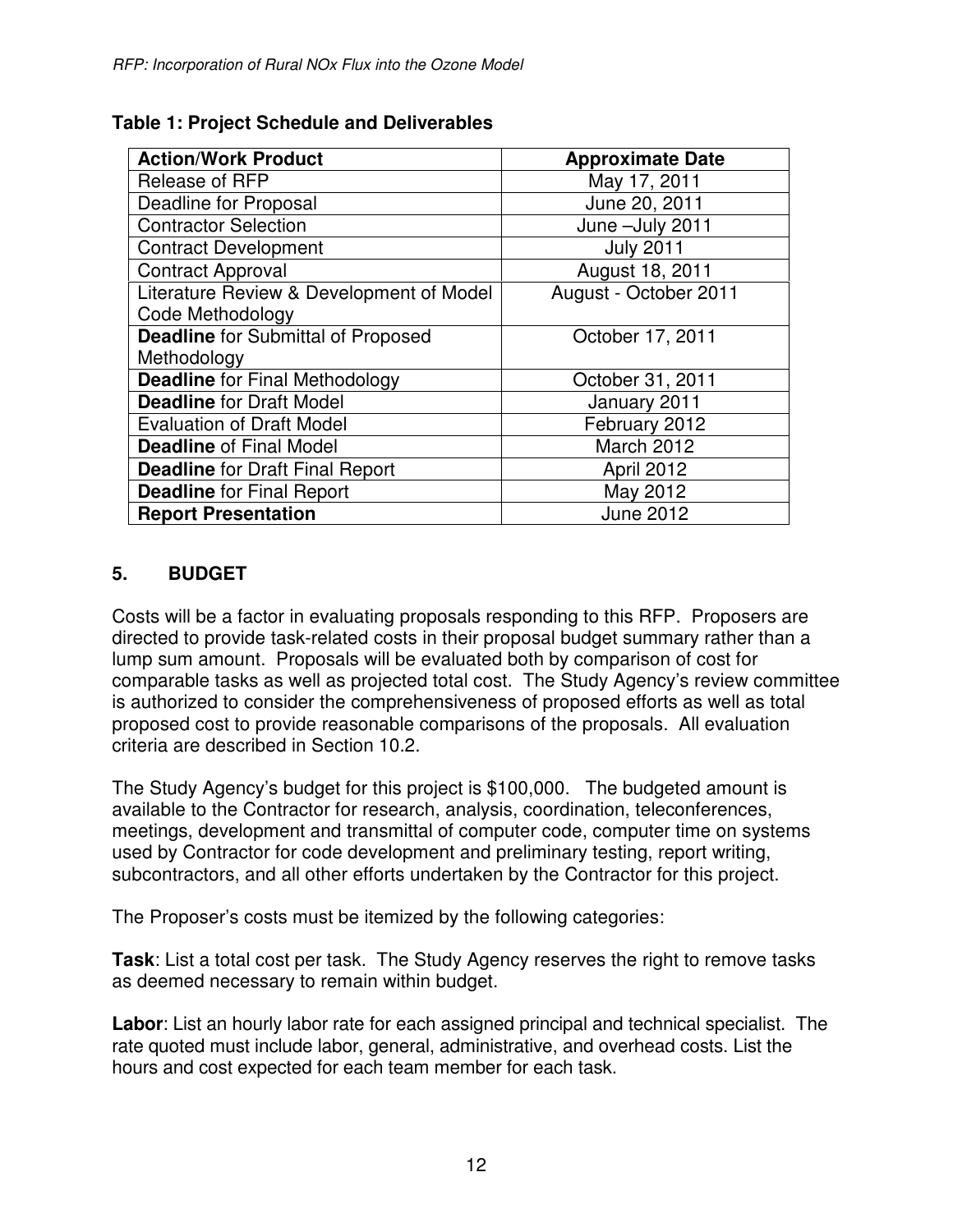**Table 1: Project Schedule and Deliverables**

| Action/Work Product | Approximate Date |
|---|---|
| Release of RFP | May 17, 2011 |
| Deadline for Proposal | June 20, 2011 |
| Contractor Selection | June –July 2011 |
| Contract Development | July 2011 |
| Contract Approval | August 18, 2011 |
| Literature Review & Development of Model Code Methodology | August - October 2011 |
| **Deadline** for Submittal of Proposed Methodology | October 17, 2011 |
| **Deadline** for Final Methodology | October 31, 2011 |
| **Deadline** for Draft Model | January 2011 |
| Evaluation of Draft Model | February 2012 |
| **Deadline** of Final Model | March 2012 |
| **Deadline** for Draft Final Report | April 2012 |
| **Deadline** for Final Report | May 2012 |
| **Report Presentation** | June 2012 |

## 5. BUDGET

Costs will be a factor in evaluating proposals responding to this RFP. Proposers are directed to provide task-related costs in their proposal budget summary rather than a lump sum amount. Proposals will be evaluated both by comparison of cost for comparable tasks as well as projected total cost. The Study Agency's review committee is authorized to consider the comprehensiveness of proposed efforts as well as total proposed cost to provide reasonable comparisons of the proposals. All evaluation criteria are described in Section 10.2.

The Study Agency's budget for this project is $100,000. The budgeted amount is available to the Contractor for research, analysis, coordination, teleconferences, meetings, development and transmittal of computer code, computer time on systems used by Contractor for code development and preliminary testing, report writing, subcontractors, and all other efforts undertaken by the Contractor for this project.

The Proposer's costs must be itemized by the following categories:

**Task**: List a total cost per task. The Study Agency reserves the right to remove tasks as deemed necessary to remain within budget.

**Labor**: List an hourly labor rate for each assigned principal and technical specialist. The rate quoted must include labor, general, administrative, and overhead costs. List the hours and cost expected for each team member for each task.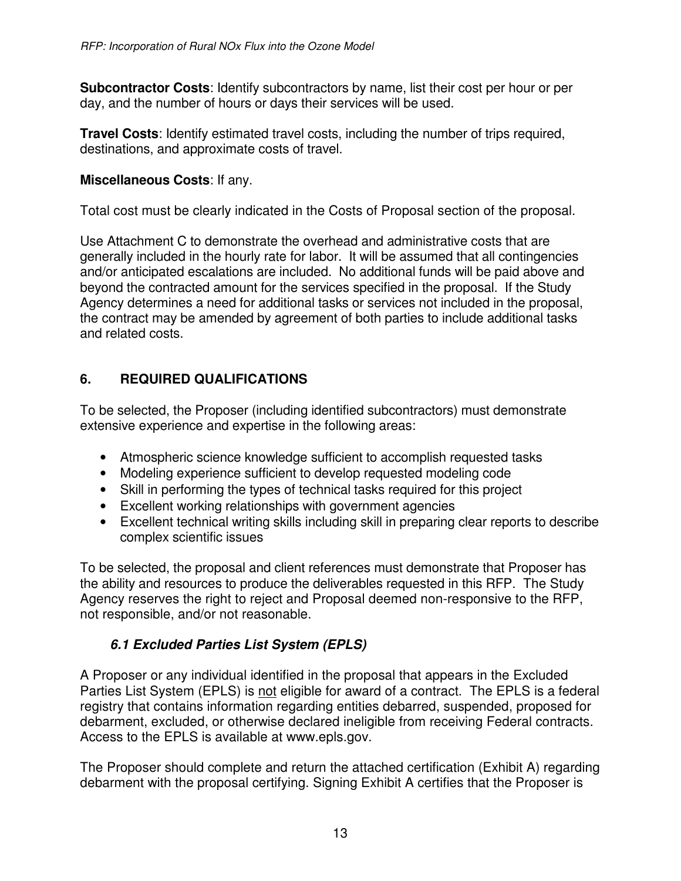**Subcontractor Costs**: Identify subcontractors by name, list their cost per hour or per day, and the number of hours or days their services will be used.

**Travel Costs**: Identify estimated travel costs, including the number of trips required, destinations, and approximate costs of travel.

**Miscellaneous Costs**: If any.

Total cost must be clearly indicated in the Costs of Proposal section of the proposal.

Use Attachment C to demonstrate the overhead and administrative costs that are generally included in the hourly rate for labor. It will be assumed that all contingencies and/or anticipated escalations are included. No additional funds will be paid above and beyond the contracted amount for the services specified in the proposal. If the Study Agency determines a need for additional tasks or services not included in the proposal, the contract may be amended by agreement of both parties to include additional tasks and related costs.

## 6. REQUIRED QUALIFICATIONS

To be selected, the Proposer (including identified subcontractors) must demonstrate extensive experience and expertise in the following areas:

- Atmospheric science knowledge sufficient to accomplish requested tasks
- Modeling experience sufficient to develop requested modeling code
- Skill in performing the types of technical tasks required for this project
- Excellent working relationships with government agencies
- Excellent technical writing skills including skill in preparing clear reports to describe complex scientific issues

To be selected, the proposal and client references must demonstrate that Proposer has the ability and resources to produce the deliverables requested in this RFP. The Study Agency reserves the right to reject and Proposal deemed non-responsive to the RFP, not responsible, and/or not reasonable.

### *6.1 Excluded Parties List System (EPLS)*

A Proposer or any individual identified in the proposal that appears in the Excluded Parties List System (EPLS) is not eligible for award of a contract. The EPLS is a federal registry that contains information regarding entities debarred, suspended, proposed for debarment, excluded, or otherwise declared ineligible from receiving Federal contracts. Access to the EPLS is available at www.epls.gov.

The Proposer should complete and return the attached certification (Exhibit A) regarding debarment with the proposal certifying. Signing Exhibit A certifies that the Proposer is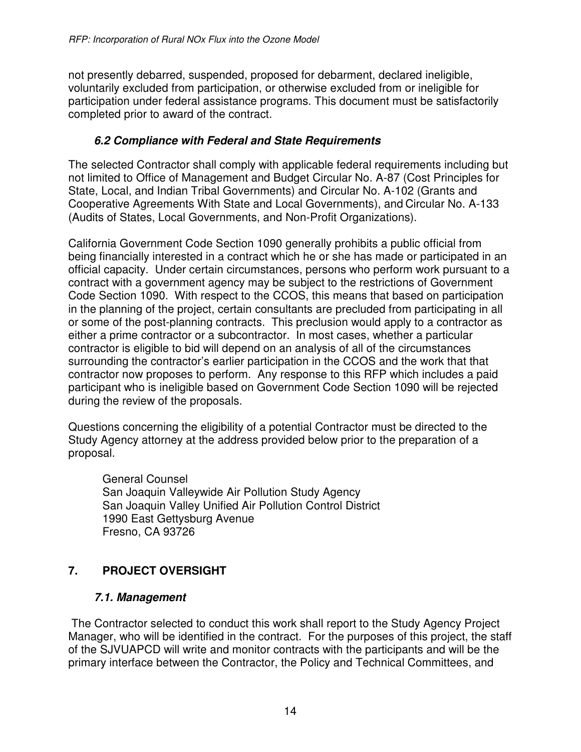not presently debarred, suspended, proposed for debarment, declared ineligible, voluntarily excluded from participation, or otherwise excluded from or ineligible for participation under federal assistance programs. This document must be satisfactorily completed prior to award of the contract.

### *6.2 Compliance with Federal and State Requirements*

The selected Contractor shall comply with applicable federal requirements including but not limited to Office of Management and Budget Circular No. A-87 (Cost Principles for State, Local, and Indian Tribal Governments) and Circular No. A-102 (Grants and Cooperative Agreements With State and Local Governments), and Circular No. A-133 (Audits of States, Local Governments, and Non-Profit Organizations).

California Government Code Section 1090 generally prohibits a public official from being financially interested in a contract which he or she has made or participated in an official capacity. Under certain circumstances, persons who perform work pursuant to a contract with a government agency may be subject to the restrictions of Government Code Section 1090. With respect to the CCOS, this means that based on participation in the planning of the project, certain consultants are precluded from participating in all or some of the post-planning contracts. This preclusion would apply to a contractor as either a prime contractor or a subcontractor. In most cases, whether a particular contractor is eligible to bid will depend on an analysis of all of the circumstances surrounding the contractor's earlier participation in the CCOS and the work that that contractor now proposes to perform. Any response to this RFP which includes a paid participant who is ineligible based on Government Code Section 1090 will be rejected during the review of the proposals.

Questions concerning the eligibility of a potential Contractor must be directed to the Study Agency attorney at the address provided below prior to the preparation of a proposal.

General Counsel  
San Joaquin Valleywide Air Pollution Study Agency  
San Joaquin Valley Unified Air Pollution Control District  
1990 East Gettysburg Avenue  
Fresno, CA 93726

## 7. PROJECT OVERSIGHT

### *7.1. Management*

The Contractor selected to conduct this work shall report to the Study Agency Project Manager, who will be identified in the contract. For the purposes of this project, the staff of the SJVUAPCD will write and monitor contracts with the participants and will be the primary interface between the Contractor, the Policy and Technical Committees, and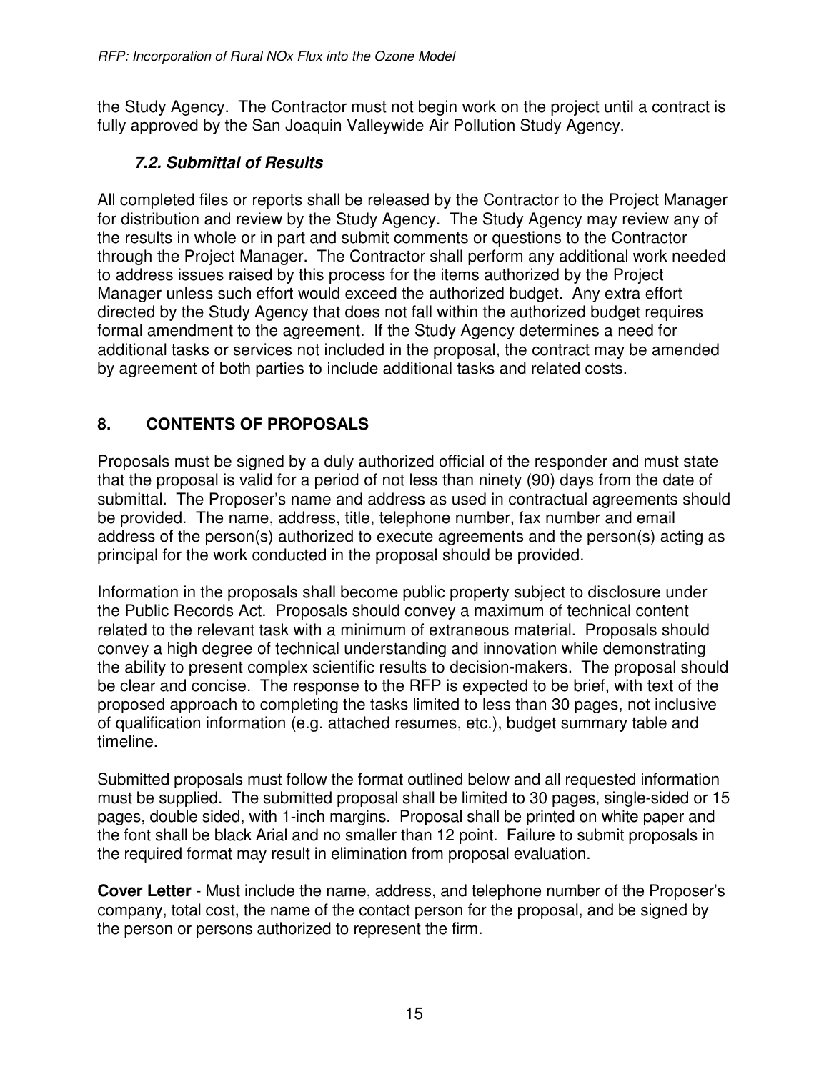the Study Agency. The Contractor must not begin work on the project until a contract is fully approved by the San Joaquin Valleywide Air Pollution Study Agency.

### *7.2. Submittal of Results*

All completed files or reports shall be released by the Contractor to the Project Manager for distribution and review by the Study Agency. The Study Agency may review any of the results in whole or in part and submit comments or questions to the Contractor through the Project Manager. The Contractor shall perform any additional work needed to address issues raised by this process for the items authorized by the Project Manager unless such effort would exceed the authorized budget. Any extra effort directed by the Study Agency that does not fall within the authorized budget requires formal amendment to the agreement. If the Study Agency determines a need for additional tasks or services not included in the proposal, the contract may be amended by agreement of both parties to include additional tasks and related costs.

## 8. CONTENTS OF PROPOSALS

Proposals must be signed by a duly authorized official of the responder and must state that the proposal is valid for a period of not less than ninety (90) days from the date of submittal. The Proposer's name and address as used in contractual agreements should be provided. The name, address, title, telephone number, fax number and email address of the person(s) authorized to execute agreements and the person(s) acting as principal for the work conducted in the proposal should be provided.

Information in the proposals shall become public property subject to disclosure under the Public Records Act. Proposals should convey a maximum of technical content related to the relevant task with a minimum of extraneous material. Proposals should convey a high degree of technical understanding and innovation while demonstrating the ability to present complex scientific results to decision-makers. The proposal should be clear and concise. The response to the RFP is expected to be brief, with text of the proposed approach to completing the tasks limited to less than 30 pages, not inclusive of qualification information (e.g. attached resumes, etc.), budget summary table and timeline.

Submitted proposals must follow the format outlined below and all requested information must be supplied. The submitted proposal shall be limited to 30 pages, single-sided or 15 pages, double sided, with 1-inch margins. Proposal shall be printed on white paper and the font shall be black Arial and no smaller than 12 point. Failure to submit proposals in the required format may result in elimination from proposal evaluation.

**Cover Letter** - Must include the name, address, and telephone number of the Proposer's company, total cost, the name of the contact person for the proposal, and be signed by the person or persons authorized to represent the firm.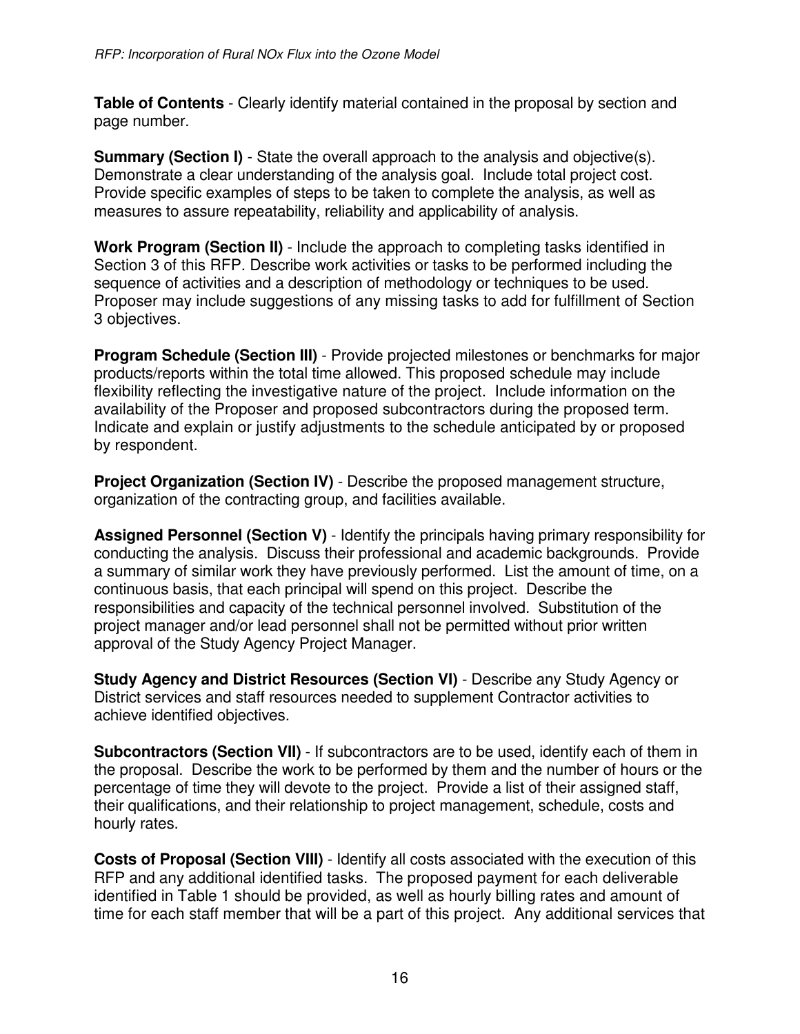**Table of Contents** - Clearly identify material contained in the proposal by section and page number.

**Summary (Section I)** - State the overall approach to the analysis and objective(s). Demonstrate a clear understanding of the analysis goal. Include total project cost. Provide specific examples of steps to be taken to complete the analysis, as well as measures to assure repeatability, reliability and applicability of analysis.

**Work Program (Section II)** - Include the approach to completing tasks identified in Section 3 of this RFP. Describe work activities or tasks to be performed including the sequence of activities and a description of methodology or techniques to be used. Proposer may include suggestions of any missing tasks to add for fulfillment of Section 3 objectives.

**Program Schedule (Section III)** - Provide projected milestones or benchmarks for major products/reports within the total time allowed. This proposed schedule may include flexibility reflecting the investigative nature of the project. Include information on the availability of the Proposer and proposed subcontractors during the proposed term. Indicate and explain or justify adjustments to the schedule anticipated by or proposed by respondent.

**Project Organization (Section IV)** - Describe the proposed management structure, organization of the contracting group, and facilities available.

**Assigned Personnel (Section V)** - Identify the principals having primary responsibility for conducting the analysis. Discuss their professional and academic backgrounds. Provide a summary of similar work they have previously performed. List the amount of time, on a continuous basis, that each principal will spend on this project. Describe the responsibilities and capacity of the technical personnel involved. Substitution of the project manager and/or lead personnel shall not be permitted without prior written approval of the Study Agency Project Manager.

**Study Agency and District Resources (Section VI)** - Describe any Study Agency or District services and staff resources needed to supplement Contractor activities to achieve identified objectives.

**Subcontractors (Section VII)** - If subcontractors are to be used, identify each of them in the proposal. Describe the work to be performed by them and the number of hours or the percentage of time they will devote to the project. Provide a list of their assigned staff, their qualifications, and their relationship to project management, schedule, costs and hourly rates.

**Costs of Proposal (Section VIII)** - Identify all costs associated with the execution of this RFP and any additional identified tasks. The proposed payment for each deliverable identified in Table 1 should be provided, as well as hourly billing rates and amount of time for each staff member that will be a part of this project. Any additional services that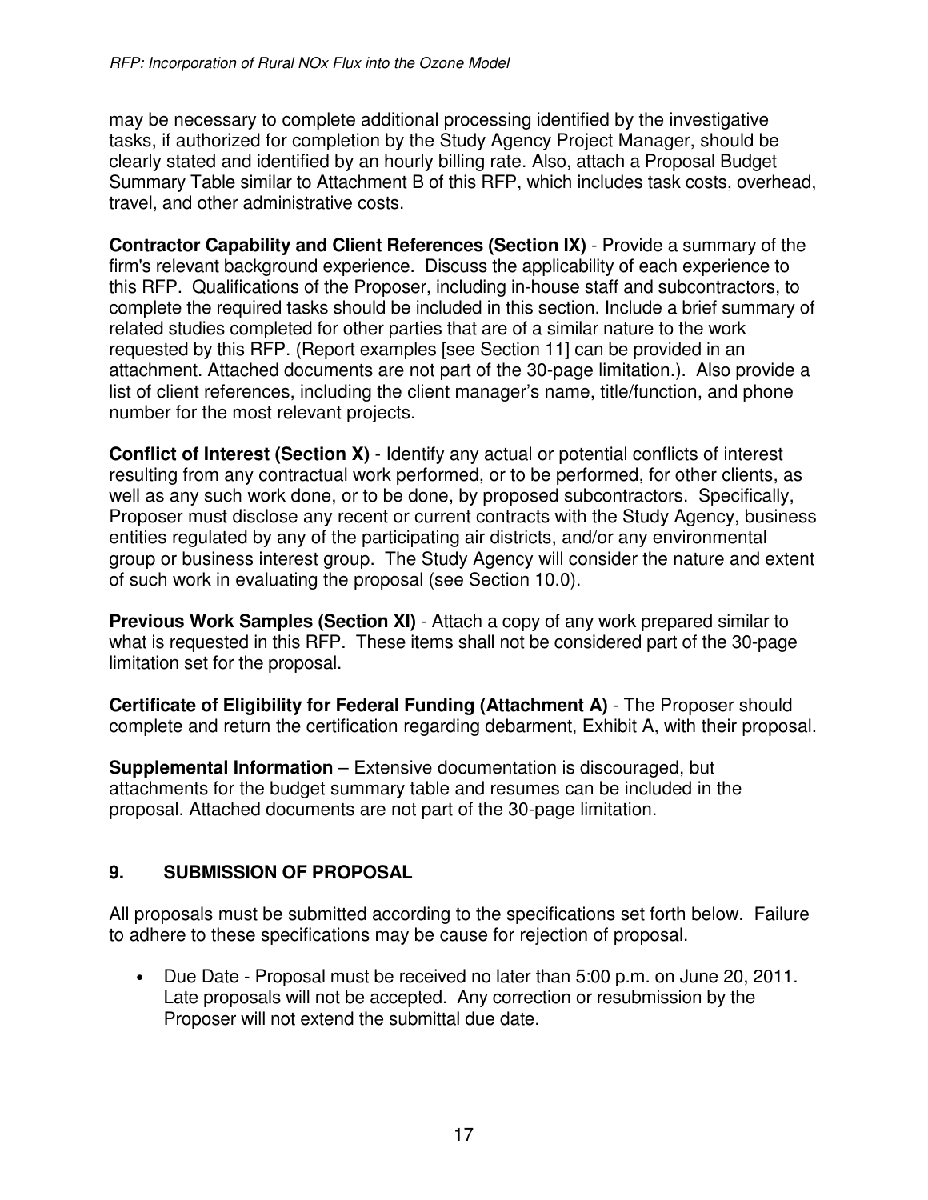may be necessary to complete additional processing identified by the investigative tasks, if authorized for completion by the Study Agency Project Manager, should be clearly stated and identified by an hourly billing rate. Also, attach a Proposal Budget Summary Table similar to Attachment B of this RFP, which includes task costs, overhead, travel, and other administrative costs.

**Contractor Capability and Client References (Section IX)** - Provide a summary of the firm's relevant background experience. Discuss the applicability of each experience to this RFP. Qualifications of the Proposer, including in-house staff and subcontractors, to complete the required tasks should be included in this section. Include a brief summary of related studies completed for other parties that are of a similar nature to the work requested by this RFP. (Report examples [see Section 11] can be provided in an attachment. Attached documents are not part of the 30-page limitation.). Also provide a list of client references, including the client manager's name, title/function, and phone number for the most relevant projects.

**Conflict of Interest (Section X)** - Identify any actual or potential conflicts of interest resulting from any contractual work performed, or to be performed, for other clients, as well as any such work done, or to be done, by proposed subcontractors. Specifically, Proposer must disclose any recent or current contracts with the Study Agency, business entities regulated by any of the participating air districts, and/or any environmental group or business interest group. The Study Agency will consider the nature and extent of such work in evaluating the proposal (see Section 10.0).

**Previous Work Samples (Section XI)** - Attach a copy of any work prepared similar to what is requested in this RFP. These items shall not be considered part of the 30-page limitation set for the proposal.

**Certificate of Eligibility for Federal Funding (Attachment A)** - The Proposer should complete and return the certification regarding debarment, Exhibit A, with their proposal.

**Supplemental Information** – Extensive documentation is discouraged, but attachments for the budget summary table and resumes can be included in the proposal. Attached documents are not part of the 30-page limitation.

## 9. SUBMISSION OF PROPOSAL

All proposals must be submitted according to the specifications set forth below. Failure to adhere to these specifications may be cause for rejection of proposal.

- Due Date - Proposal must be received no later than 5:00 p.m. on June 20, 2011. Late proposals will not be accepted. Any correction or resubmission by the Proposer will not extend the submittal due date.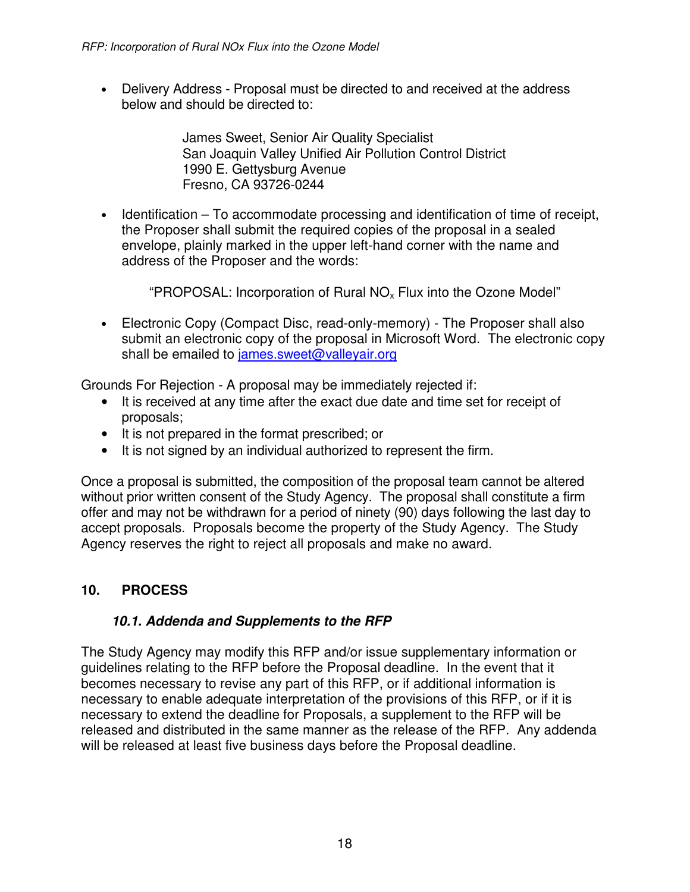- Delivery Address - Proposal must be directed to and received at the address below and should be directed to:

  James Sweet, Senior Air Quality Specialist
  San Joaquin Valley Unified Air Pollution Control District
  1990 E. Gettysburg Avenue
  Fresno, CA 93726-0244

- Identification – To accommodate processing and identification of time of receipt, the Proposer shall submit the required copies of the proposal in a sealed envelope, plainly marked in the upper left-hand corner with the name and address of the Proposer and the words:

  "PROPOSAL: Incorporation of Rural $NO_x$ Flux into the Ozone Model"

- Electronic Copy (Compact Disc, read-only-memory) - The Proposer shall also submit an electronic copy of the proposal in Microsoft Word. The electronic copy shall be emailed to [james.sweet@valleyair.org](mailto:james.sweet@valleyair.org)

Grounds For Rejection - A proposal may be immediately rejected if:

- It is received at any time after the exact due date and time set for receipt of proposals;
- It is not prepared in the format prescribed; or
- It is not signed by an individual authorized to represent the firm.

Once a proposal is submitted, the composition of the proposal team cannot be altered without prior written consent of the Study Agency. The proposal shall constitute a firm offer and may not be withdrawn for a period of ninety (90) days following the last day to accept proposals. Proposals become the property of the Study Agency. The Study Agency reserves the right to reject all proposals and make no award.

## 10. PROCESS

### *10.1. Addenda and Supplements to the RFP*

The Study Agency may modify this RFP and/or issue supplementary information or guidelines relating to the RFP before the Proposal deadline. In the event that it becomes necessary to revise any part of this RFP, or if additional information is necessary to enable adequate interpretation of the provisions of this RFP, or if it is necessary to extend the deadline for Proposals, a supplement to the RFP will be released and distributed in the same manner as the release of the RFP. Any addenda will be released at least five business days before the Proposal deadline.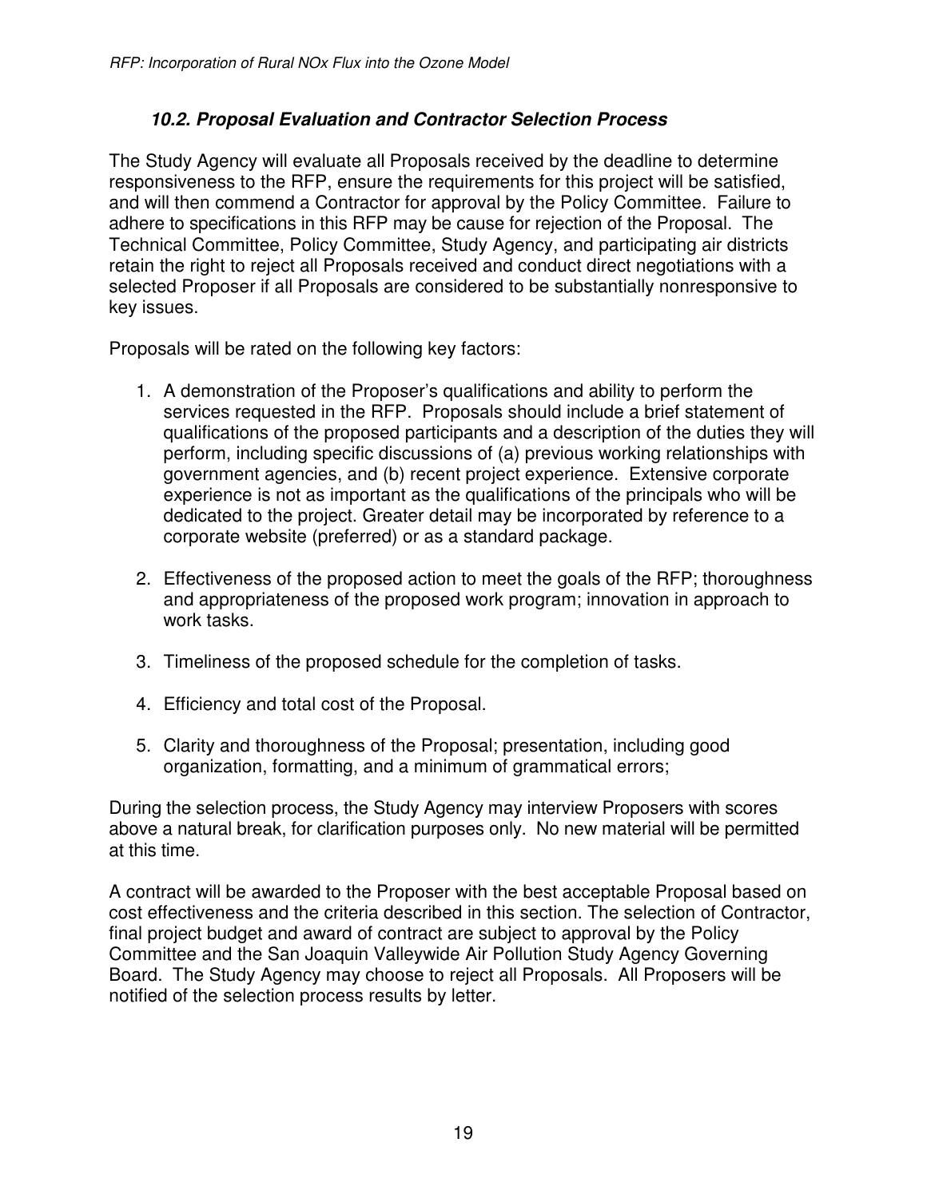### *10.2. Proposal Evaluation and Contractor Selection Process*

The Study Agency will evaluate all Proposals received by the deadline to determine responsiveness to the RFP, ensure the requirements for this project will be satisfied, and will then commend a Contractor for approval by the Policy Committee. Failure to adhere to specifications in this RFP may be cause for rejection of the Proposal. The Technical Committee, Policy Committee, Study Agency, and participating air districts retain the right to reject all Proposals received and conduct direct negotiations with a selected Proposer if all Proposals are considered to be substantially nonresponsive to key issues.

Proposals will be rated on the following key factors:

1. A demonstration of the Proposer's qualifications and ability to perform the services requested in the RFP. Proposals should include a brief statement of qualifications of the proposed participants and a description of the duties they will perform, including specific discussions of (a) previous working relationships with government agencies, and (b) recent project experience. Extensive corporate experience is not as important as the qualifications of the principals who will be dedicated to the project. Greater detail may be incorporated by reference to a corporate website (preferred) or as a standard package.

2. Effectiveness of the proposed action to meet the goals of the RFP; thoroughness and appropriateness of the proposed work program; innovation in approach to work tasks.

3. Timeliness of the proposed schedule for the completion of tasks.

4. Efficiency and total cost of the Proposal.

5. Clarity and thoroughness of the Proposal; presentation, including good organization, formatting, and a minimum of grammatical errors;

During the selection process, the Study Agency may interview Proposers with scores above a natural break, for clarification purposes only. No new material will be permitted at this time.

A contract will be awarded to the Proposer with the best acceptable Proposal based on cost effectiveness and the criteria described in this section. The selection of Contractor, final project budget and award of contract are subject to approval by the Policy Committee and the San Joaquin Valleywide Air Pollution Study Agency Governing Board. The Study Agency may choose to reject all Proposals. All Proposers will be notified of the selection process results by letter.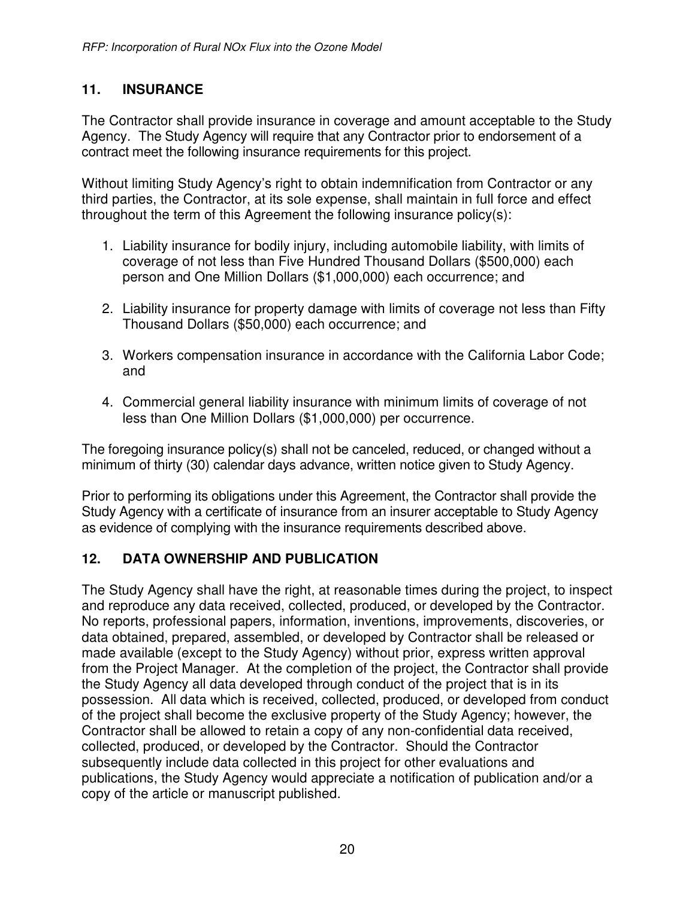## 11. INSURANCE

The Contractor shall provide insurance in coverage and amount acceptable to the Study Agency. The Study Agency will require that any Contractor prior to endorsement of a contract meet the following insurance requirements for this project.

Without limiting Study Agency's right to obtain indemnification from Contractor or any third parties, the Contractor, at its sole expense, shall maintain in full force and effect throughout the term of this Agreement the following insurance policy(s):

1. Liability insurance for bodily injury, including automobile liability, with limits of coverage of not less than Five Hundred Thousand Dollars ($500,000) each person and One Million Dollars ($1,000,000) each occurrence; and

2. Liability insurance for property damage with limits of coverage not less than Fifty Thousand Dollars ($50,000) each occurrence; and

3. Workers compensation insurance in accordance with the California Labor Code; and

4. Commercial general liability insurance with minimum limits of coverage of not less than One Million Dollars ($1,000,000) per occurrence.

The foregoing insurance policy(s) shall not be canceled, reduced, or changed without a minimum of thirty (30) calendar days advance, written notice given to Study Agency.

Prior to performing its obligations under this Agreement, the Contractor shall provide the Study Agency with a certificate of insurance from an insurer acceptable to Study Agency as evidence of complying with the insurance requirements described above.

## 12. DATA OWNERSHIP AND PUBLICATION

The Study Agency shall have the right, at reasonable times during the project, to inspect and reproduce any data received, collected, produced, or developed by the Contractor. No reports, professional papers, information, inventions, improvements, discoveries, or data obtained, prepared, assembled, or developed by Contractor shall be released or made available (except to the Study Agency) without prior, express written approval from the Project Manager. At the completion of the project, the Contractor shall provide the Study Agency all data developed through conduct of the project that is in its possession. All data which is received, collected, produced, or developed from conduct of the project shall become the exclusive property of the Study Agency; however, the Contractor shall be allowed to retain a copy of any non-confidential data received, collected, produced, or developed by the Contractor. Should the Contractor subsequently include data collected in this project for other evaluations and publications, the Study Agency would appreciate a notification of publication and/or a copy of the article or manuscript published.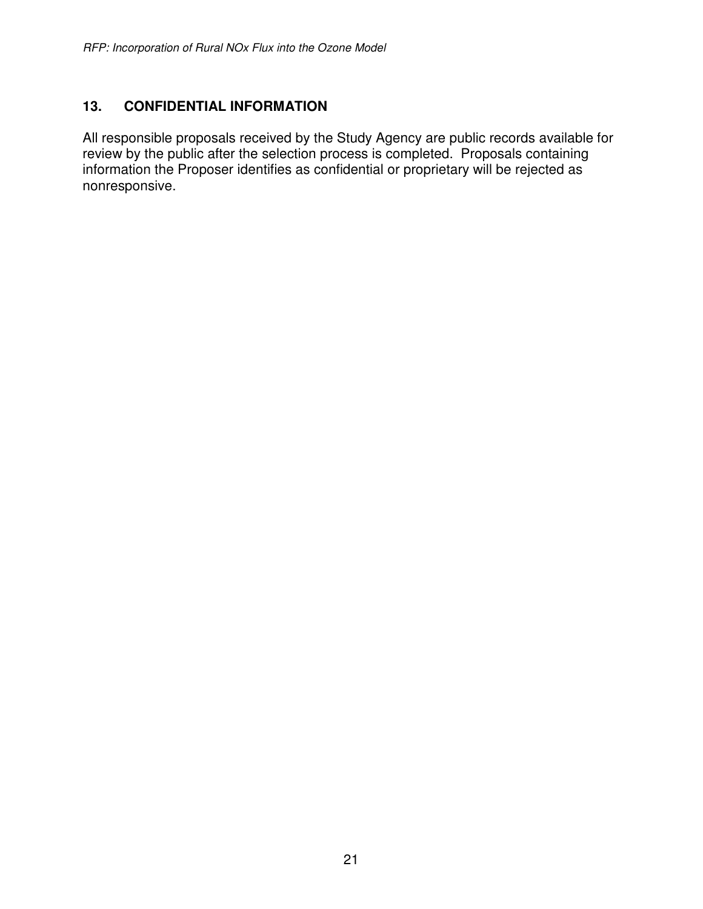## 13. CONFIDENTIAL INFORMATION

All responsible proposals received by the Study Agency are public records available for review by the public after the selection process is completed. Proposals containing information the Proposer identifies as confidential or proprietary will be rejected as nonresponsive.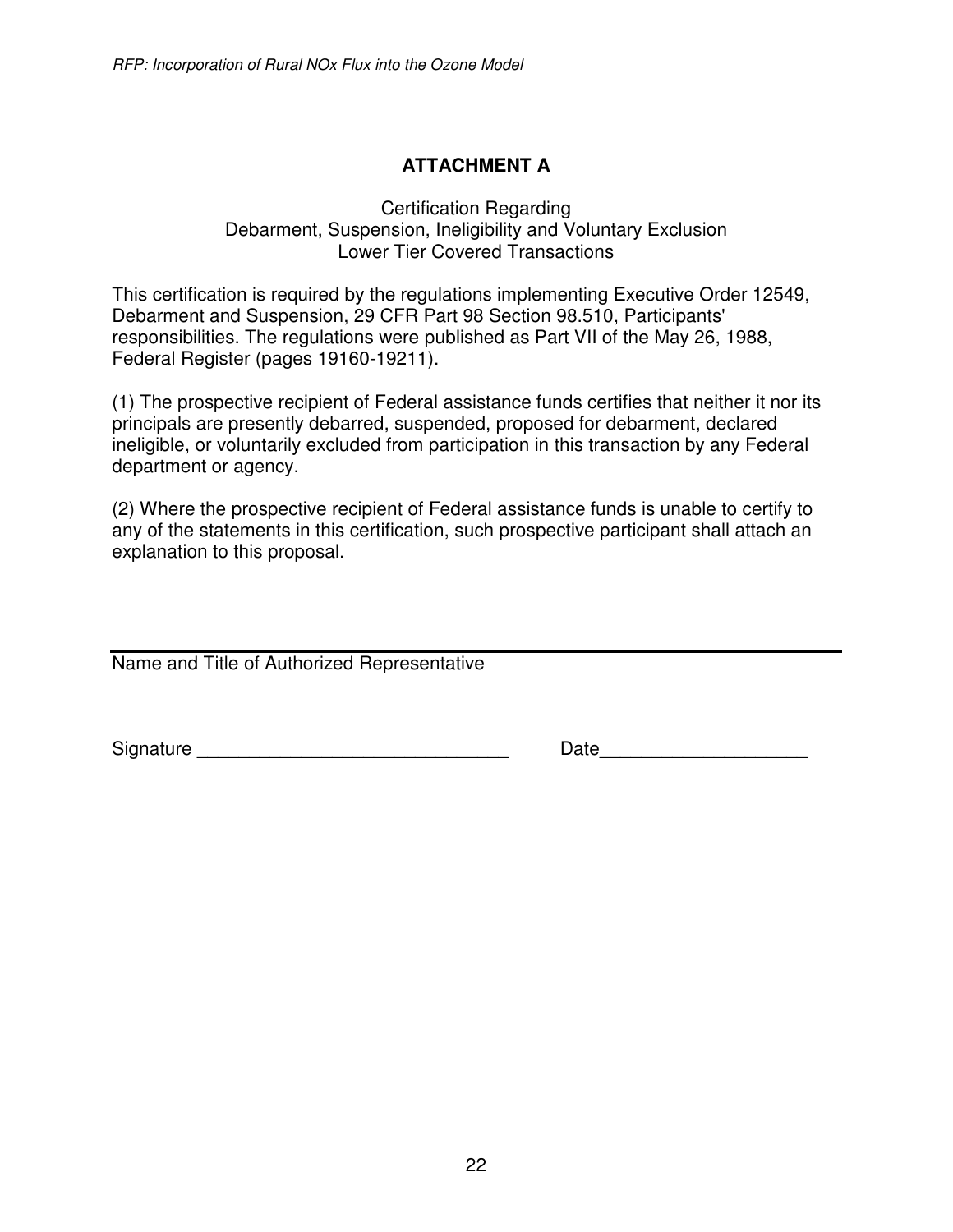# ATTACHMENT A

Certification Regarding
Debarment, Suspension, Ineligibility and Voluntary Exclusion
Lower Tier Covered Transactions

This certification is required by the regulations implementing Executive Order 12549, Debarment and Suspension, 29 CFR Part 98 Section 98.510, Participants' responsibilities. The regulations were published as Part VII of the May 26, 1988, Federal Register (pages 19160-19211).

(1) The prospective recipient of Federal assistance funds certifies that neither it nor its principals are presently debarred, suspended, proposed for debarment, declared ineligible, or voluntarily excluded from participation in this transaction by any Federal department or agency.

(2) Where the prospective recipient of Federal assistance funds is unable to certify to any of the statements in this certification, such prospective participant shall attach an explanation to this proposal.

______________________________________________________________

Name and Title of Authorized Representative

Signature ______________________________ Date____________________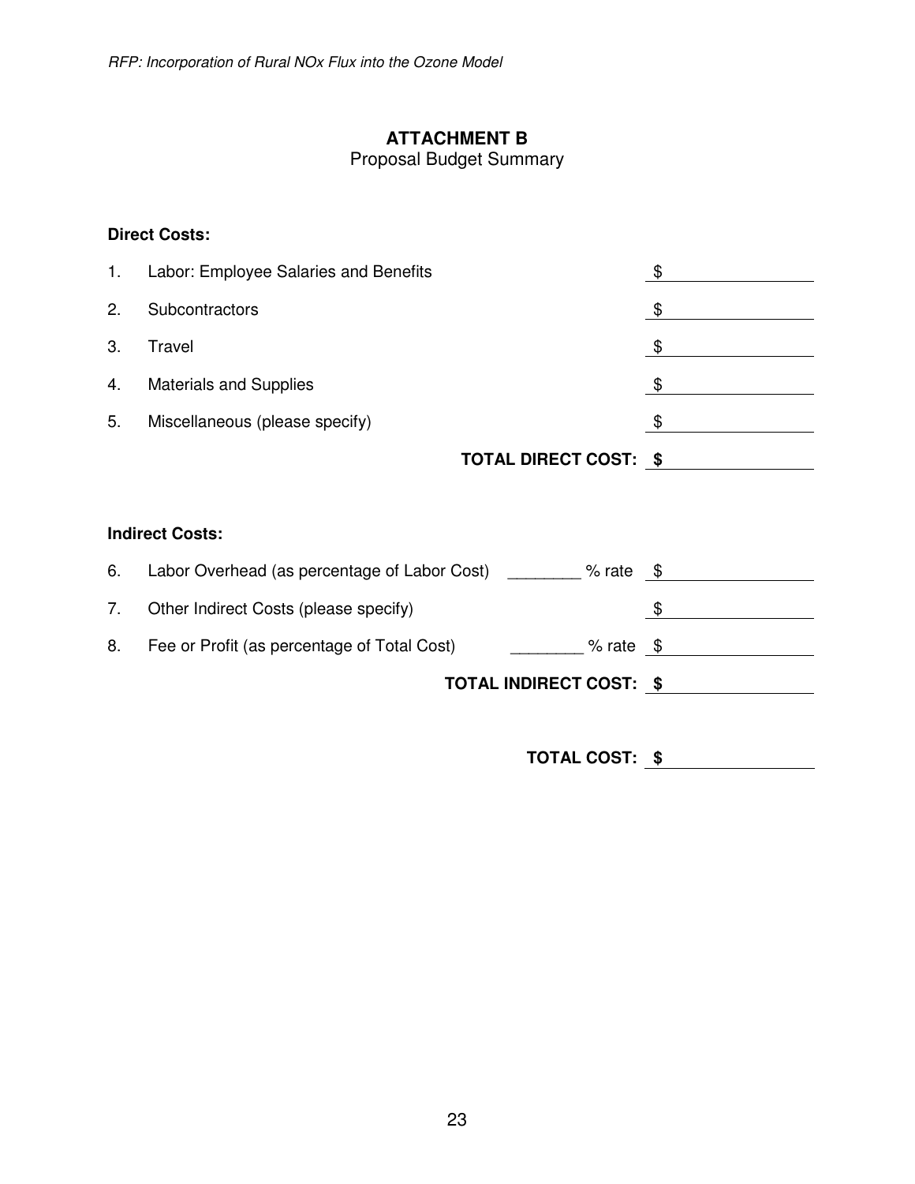# ATTACHMENT B

Proposal Budget Summary

**Direct Costs:**

| | | | |
|---|---|---|---|
| 1. | Labor: Employee Salaries and Benefits | | $ |
| 2. | Subcontractors | | $ |
| 3. | Travel | | $ |
| 4. | Materials and Supplies | | $ |
| 5. | Miscellaneous (please specify) | | $ |
| | | **TOTAL DIRECT COST:** | **$** |

**Indirect Costs:**

| | | | |
|---|---|---|---|
| 6. | Labor Overhead (as percentage of Labor Cost) | ________ % rate | $ |
| 7. | Other Indirect Costs (please specify) | | $ |
| 8. | Fee or Profit (as percentage of Total Cost) | ________ % rate | $ |
| | | **TOTAL INDIRECT COST:** | **$** |

**TOTAL COST: $** ______________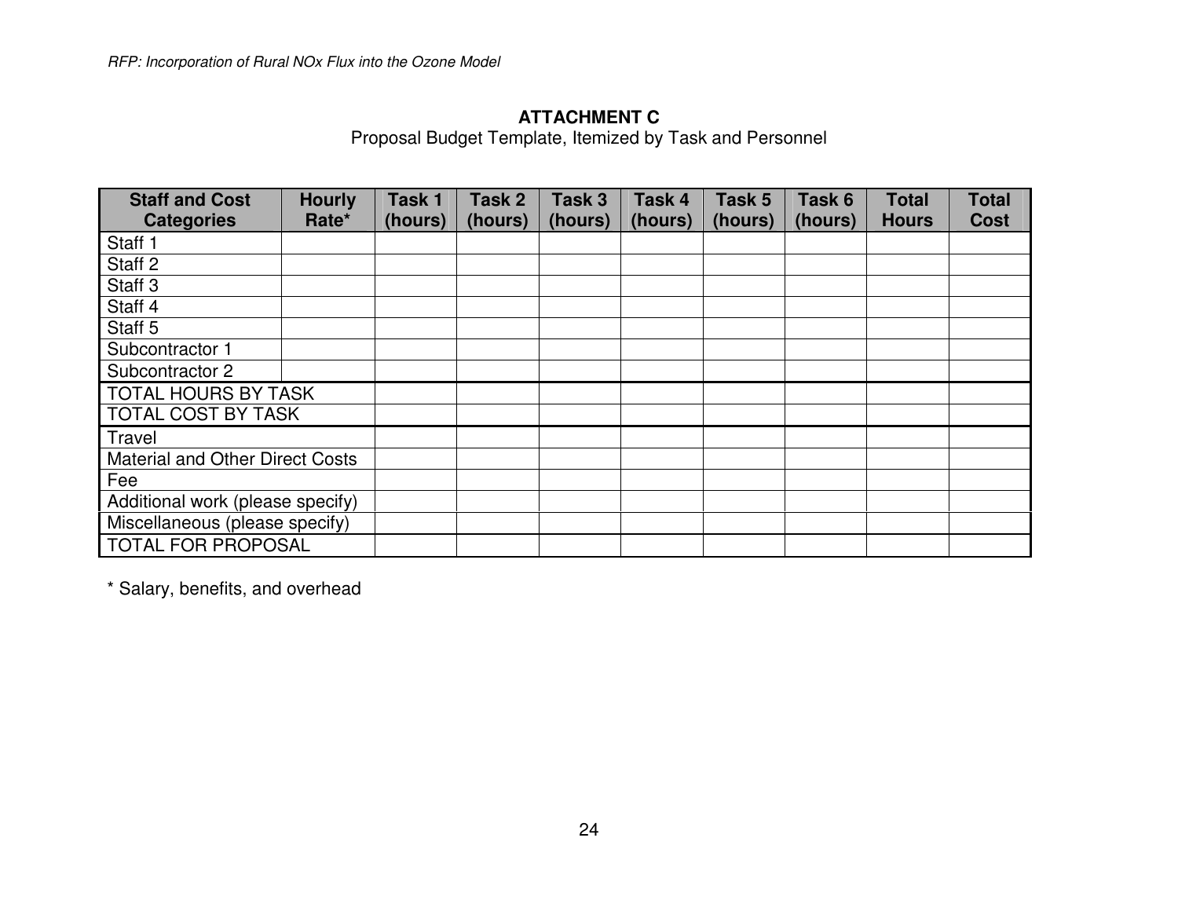**ATTACHMENT C**

Proposal Budget Template, Itemized by Task and Personnel

| Staff and Cost Categories | Hourly Rate* | Task 1 (hours) | Task 2 (hours) | Task 3 (hours) | Task 4 (hours) | Task 5 (hours) | Task 6 (hours) | Total Hours | Total Cost |
|---|---|---|---|---|---|---|---|---|---|
| Staff 1 | | | | | | | | | |
| Staff 2 | | | | | | | | | |
| Staff 3 | | | | | | | | | |
| Staff 4 | | | | | | | | | |
| Staff 5 | | | | | | | | | |
| Subcontractor 1 | | | | | | | | | |
| Subcontractor 2 | | | | | | | | | |
| TOTAL HOURS BY TASK | | | | | | | | | |
| TOTAL COST BY TASK | | | | | | | | | |
| Travel | | | | | | | | | |
| Material and Other Direct Costs | | | | | | | | | |
| Fee | | | | | | | | | |
| Additional work (please specify) | | | | | | | | | |
| Miscellaneous (please specify) | | | | | | | | | |
| TOTAL FOR PROPOSAL | | | | | | | | | |

* Salary, benefits, and overhead